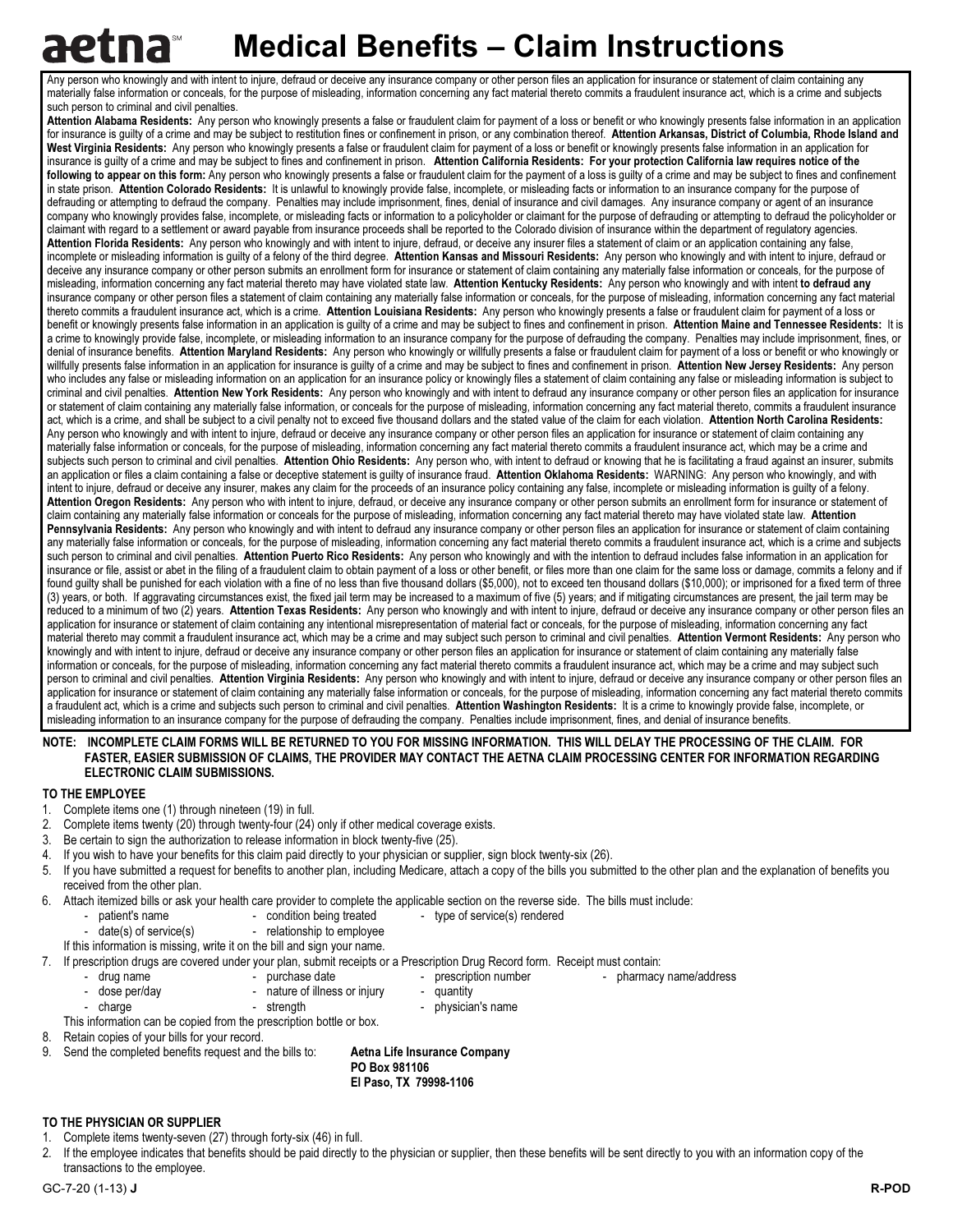# aetna℠ Medical Benefits – Claim Instructions

Any person who knowingly and with intent to injure, defraud or deceive any insurance company or other person files an application for insurance or statement of claim containing any materially false information or conceals, for the purpose of misleading, information concerning any fact material thereto commits a fraudulent insurance act, which is a crime and subjects such person to criminal and civil penalties.

**Attention Alabama Residents:** Any person who knowingly presents a false or fraudulent claim for payment of a loss or benefit or who knowingly presents false information in an application for insurance is guilty of a crime and may be subject to restitution fines or confinement in prison, or any combination thereof. **Attention Arkansas, District of Columbia, Rhode Island and West Virginia Residents:** Any person who knowingly presents a false or fraudulent claim for payment of a loss or benefit or knowingly presents false information in an application for insurance is guilty of a crime and may be subject to fines and confinement in prison. **Attention California Residents: For your protection California law requires notice of the following to appear on this form:** Any person who knowingly presents a false or fraudulent claim for the payment of a loss is guilty of a crime and may be subject to fines and confinement in state prison. **Attention Colorado Residents:** It is unlawful to knowingly provide false, incomplete, or misleading facts or information to an insurance company for the purpose of defrauding or attempting to defraud the company. Penalties may include imprisonment, fines, denial of insurance and civil damages. Any insurance company or agent of an insurance company who knowingly provides false, incomplete, or misleading facts or information to a policyholder or claimant for the purpose of defrauding or attempting to defraud the policyholder or claimant with regard to a settlement or award payable from insurance proceeds shall be reported to the Colorado division of insurance within the department of regulatory agencies. **Attention Florida Residents:** Any person who knowingly and with intent to injure, defraud, or deceive any insurer files a statement of claim or an application containing any false, incomplete or misleading information is guilty of a felony of the third degree. **Attention Kansas and Missouri Residents:** Any person who knowingly and with intent to injure, defraud or deceive any insurance company or other person submits an enrollment form for insurance or statement of claim containing any materially false information or conceals, for the purpose of misleading, information concerning any fact material thereto may have violated state law. **Attention Kentucky Residents:** Any person who knowingly and with intent **to defraud any** insurance company or other person files a statement of claim containing any materially false information or conceals, for the purpose of misleading, information concerning any fact material thereto commits a fraudulent insurance act, which is a crime. **Attention Louisiana Residents:** Any person who knowingly presents a false or fraudulent claim for payment of a loss or benefit or knowingly presents false information in an application is guilty of a crime and may be subject to fines and confinement in prison. **Attention Maine and Tennessee Residents:** It is a crime to knowingly provide false, incomplete, or misleading information to an insurance company for the purpose of defrauding the company. Penalties may include imprisonment, fines, or denial of insurance benefits. **Attention Maryland Residents:** Any person who knowingly or willfully presents a false or fraudulent claim for payment of a loss or benefit or who knowingly or willfully presents false information in an application for insurance is guilty of a crime and may be subject to fines and confinement in prison. **Attention New Jersey Residents:** Any person who includes any false or misleading information on an application for an insurance policy or knowingly files a statement of claim containing any false or misleading information is subject to criminal and civil penalties. **Attention New York Residents:** Any person who knowingly and with intent to defraud any insurance company or other person files an application for insurance or statement of claim containing any materially false information, or conceals for the purpose of misleading, information concerning any fact material thereto, commits a fraudulent insurance act, which is a crime, and shall be subject to a civil penalty not to exceed five thousand dollars and the stated value of the claim for each violation. **Attention North Carolina Residents:** Any person who knowingly and with intent to injure, defraud or deceive any insurance company or other person files an application for insurance or statement of claim containing any materially false information or conceals, for the purpose of misleading, information concerning any fact material thereto commits a fraudulent insurance act, which may be a crime and subjects such person to criminal and civil penalties. **Attention Ohio Residents:** Any person who, with intent to defraud or knowing that he is facilitating a fraud against an insurer, submits an application or files a claim containing a false or deceptive statement is guilty of insurance fraud. **Attention Oklahoma Residents:** WARNING: Any person who knowingly, and with intent to injure, defraud or deceive any insurer, makes any claim for the proceeds of an insurance policy containing any false, incomplete or misleading information is guilty of a felony. **Attention Oregon Residents:** Any person who with intent to injure, defraud, or deceive any insurance company or other person submits an enrollment form for insurance or statement of claim containing any materially false information or conceals for the purpose of misleading, information concerning any fact material thereto may have violated state law. **Attention Pennsylvania Residents:** Any person who knowingly and with intent to defraud any insurance company or other person files an application for insurance or statement of claim containing any materially false information or conceals, for the purpose of misleading, information concerning any fact material thereto commits a fraudulent insurance act, which is a crime and subjects such person to criminal and civil penalties. **Attention Puerto Rico Residents:** Any person who knowingly and with the intention to defraud includes false information in an application for insurance or file, assist or abet in the filing of a fraudulent claim to obtain payment of a loss or other benefit, or files more than one claim for the same loss or damage, commits a felony and if found guilty shall be punished for each violation with a fine of no less than five thousand dollars ($5,000), not to exceed ten thousand dollars ($10,000); or imprisoned for a fixed term of three (3) years, or both. If aggravating circumstances exist, the fixed jail term may be increased to a maximum of five (5) years; and if mitigating circumstances are present, the jail term may be reduced to a minimum of two (2) years. **Attention Texas Residents:** Any person who knowingly and with intent to injure, defraud or deceive any insurance company or other person files an application for insurance or statement of claim containing any intentional misrepresentation of material fact or conceals, for the purpose of misleading, information concerning any fact material thereto may commit a fraudulent insurance act, which may be a crime and may subject such person to criminal and civil penalties. **Attention Vermont Residents:** Any person who knowingly and with intent to injure, defraud or deceive any insurance company or other person files an application for insurance or statement of claim containing any materially false information or conceals, for the purpose of misleading, information concerning any fact material thereto commits a fraudulent insurance act, which may be a crime and may subject such person to criminal and civil penalties. **Attention Virginia Residents:** Any person who knowingly and with intent to injure, defraud or deceive any insurance company or other person files an application for insurance or statement of claim containing any materially false information or conceals, for the purpose of misleading, information concerning any fact material thereto commits a fraudulent act, which is a crime and subjects such person to criminal and civil penalties. **Attention Washington Residents:** It is a crime to knowingly provide false, incomplete, or misleading information to an insurance company for the purpose of defrauding the company. Penalties include imprisonment, fines, and denial of insurance benefits.

**NOTE: INCOMPLETE CLAIM FORMS WILL BE RETURNED TO YOU FOR MISSING INFORMATION. THIS WILL DELAY THE PROCESSING OF THE CLAIM. FOR FASTER, EASIER SUBMISSION OF CLAIMS, THE PROVIDER MAY CONTACT THE AETNA CLAIM PROCESSING CENTER FOR INFORMATION REGARDING ELECTRONIC CLAIM SUBMISSIONS.**

## TO THE EMPLOYEE

1. Complete items one (1) through nineteen (19) in full.
2. Complete items twenty (20) through twenty-four (24) only if other medical coverage exists.
3. Be certain to sign the authorization to release information in block twenty-five (25).
4. If you wish to have your benefits for this claim paid directly to your physician or supplier, sign block twenty-six (26).
5. If you have submitted a request for benefits to another plan, including Medicare, attach a copy of the bills you submitted to the other plan and the explanation of benefits you received from the other plan.
6. Attach itemized bills or ask your health care provider to complete the applicable section on the reverse side. The bills must include:
   - patient's name
   - condition being treated
   - type of service(s) rendered
   - date(s) of service(s)
   - relationship to employee

   If this information is missing, write it on the bill and sign your name.
7. If prescription drugs are covered under your plan, submit receipts or a Prescription Drug Record form. Receipt must contain:
   - drug name
   - purchase date
   - prescription number
   - pharmacy name/address
   - dose per/day
   - nature of illness or injury
   - quantity
   - charge
   - strength
   - physician's name

   This information can be copied from the prescription bottle or box.
8. Retain copies of your bills for your record.
9. Send the completed benefits request and the bills to:

   **Aetna Life Insurance Company**
   **PO Box 981106**
   **El Paso, TX 79998-1106**

## TO THE PHYSICIAN OR SUPPLIER

1. Complete items twenty-seven (27) through forty-six (46) in full.
2. If the employee indicates that benefits should be paid directly to the physician or supplier, then these benefits will be sent directly to you with an information copy of the transactions to the employee.

GC-7-20 (1-13) **J** **R-POD**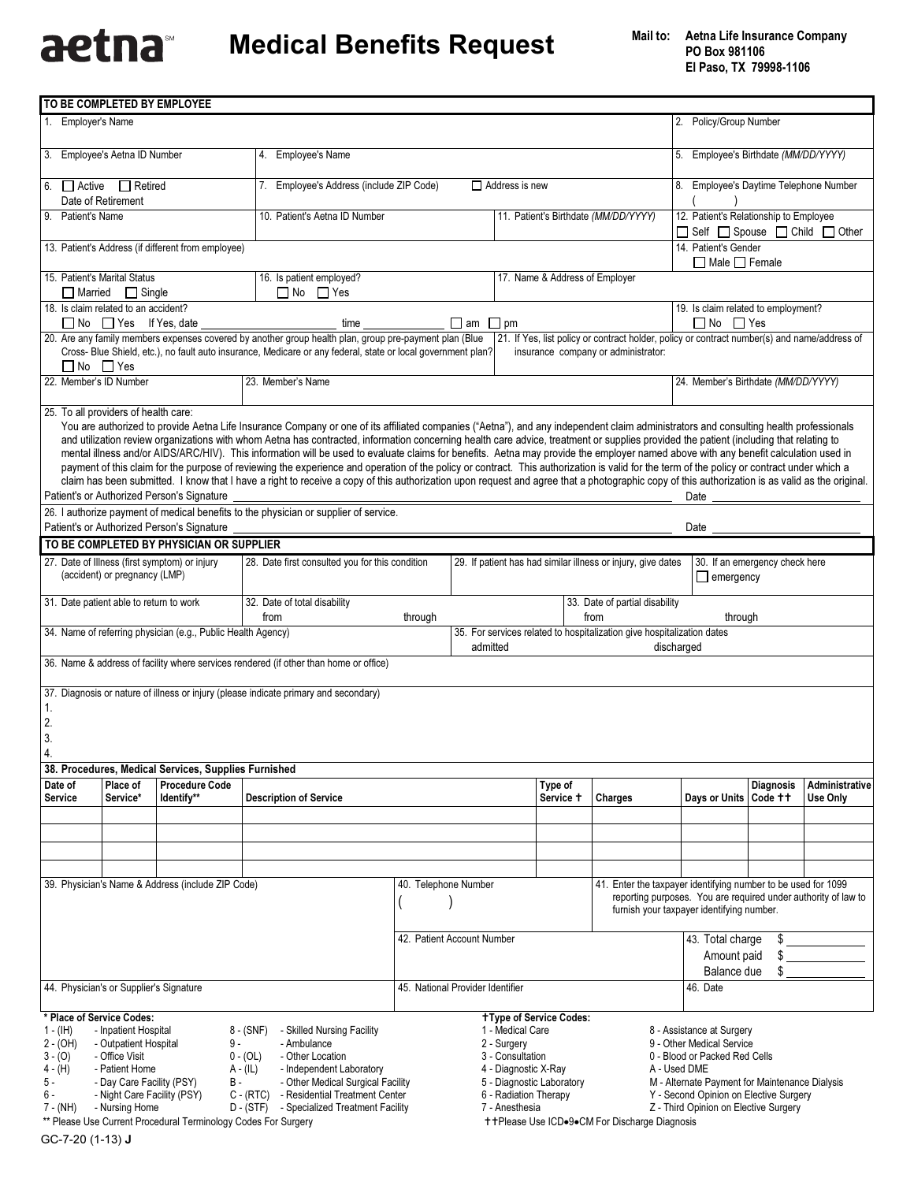**aetna**℠

# Medical Benefits Request

**Mail to: Aetna Life Insurance Company**
**PO Box 981106**
**El Paso, TX 79998-1106**

## TO BE COMPLETED BY EMPLOYEE

1. Employer's Name
2. Policy/Group Number
3. Employee's Aetna ID Number
4. Employee's Name
5. Employee's Birthdate *(MM/DD/YYYY)*
6. ☐ Active ☐ Retired
   Date of Retirement
7. Employee's Address (include ZIP Code) ☐ Address is new
8. Employee's Daytime Telephone Number ( )
9. Patient's Name
10. Patient's Aetna ID Number
11. Patient's Birthdate *(MM/DD/YYYY)*
12. Patient's Relationship to Employee ☐ Self ☐ Spouse ☐ Child ☐ Other
13. Patient's Address (if different from employee)
14. Patient's Gender ☐ Male ☐ Female
15. Patient's Marital Status ☐ Married ☐ Single
16. Is patient employed? ☐ No ☐ Yes
17. Name & Address of Employer
18. Is claim related to an accident? ☐ No ☐ Yes If Yes, date ______ time ______ ☐ am ☐ pm
19. Is claim related to employment? ☐ No ☐ Yes
20. Are any family members expenses covered by another group health plan, group pre-payment plan (Blue Cross- Blue Shield, etc.), no fault auto insurance, Medicare or any federal, state or local government plan? ☐ No ☐ Yes
21. If Yes, list policy or contract holder, policy or contract number(s) and name/address of insurance company or administrator:
22. Member's ID Number
23. Member's Name
24. Member's Birthdate *(MM/DD/YYYY)*
25. To all providers of health care:
    You are authorized to provide Aetna Life Insurance Company or one of its affiliated companies ("Aetna"), and any independent claim administrators and consulting health professionals and utilization review organizations with whom Aetna has contracted, information concerning health care advice, treatment or supplies provided the patient (including that relating to mental illness and/or AIDS/ARC/HIV). This information will be used to evaluate claims for benefits. Aetna may provide the employer named above with any benefit calculation used in payment of this claim for the purpose of reviewing the experience and operation of the policy or contract. This authorization is valid for the term of the policy or contract under which a claim has been submitted. I know that I have a right to receive a copy of this authorization upon request and agree that a photographic copy of this authorization is as valid as the original.
    Patient's or Authorized Person's Signature ______ Date ______
26. I authorize payment of medical benefits to the physician or supplier of service.
    Patient's or Authorized Person's Signature ______ Date ______

## TO BE COMPLETED BY PHYSICIAN OR SUPPLIER

27. Date of Illness (first symptom) or injury (accident) or pregnancy (LMP)
28. Date first consulted you for this condition
29. If patient has had similar illness or injury, give dates
30. If an emergency check here ☐ emergency
31. Date patient able to return to work
32. Date of total disability from ______ through ______
33. Date of partial disability from ______ through ______
34. Name of referring physician (e.g., Public Health Agency)
35. For services related to hospitalization give hospitalization dates admitted ______ discharged ______
36. Name & address of facility where services rendered (if other than home or office)
37. Diagnosis or nature of illness or injury (please indicate primary and secondary)
    1.
    2.
    3.
    4.

**38. Procedures, Medical Services, Supplies Furnished**

| Date of Service | Place of Service* | Procedure Code Identify** | Description of Service | Type of Service † | Charges | Days or Units | Diagnosis Code †† | Administrative Use Only |
|---|---|---|---|---|---|---|---|---|
| | | | | | | | | |
| | | | | | | | | |
| | | | | | | | | |
| | | | | | | | | |

39. Physician's Name & Address (include ZIP Code)
40. Telephone Number ( )
41. Enter the taxpayer identifying number to be used for 1099 reporting purposes. You are required under authority of law to furnish your taxpayer identifying number.
42. Patient Account Number
43. Total charge $ ______
    Amount paid $ ______
    Balance due $ ______
44. Physician's or Supplier's Signature
45. National Provider Identifier
46. Date

**\* Place of Service Codes:**

- 1 - (IH) - Inpatient Hospital
- 2 - (OH) - Outpatient Hospital
- 3 - (O) - Office Visit
- 4 - (H) - Patient Home
- 5 - - Day Care Facility (PSY)
- 6 - - Night Care Facility (PSY)
- 7 - (NH) - Nursing Home
- 8 - (SNF) - Skilled Nursing Facility
- 9 - - Ambulance
- 0 - (OL) - Other Location
- A - (IL) - Independent Laboratory
- B - - Other Medical Surgical Facility
- C - (RTC) - Residential Treatment Center
- D - (STF) - Specialized Treatment Facility

\*\* Please Use Current Procedural Terminology Codes For Surgery

**†Type of Service Codes:**

- 1 - Medical Care
- 2 - Surgery
- 3 - Consultation
- 4 - Diagnostic X-Ray
- 5 - Diagnostic Laboratory
- 6 - Radiation Therapy
- 7 - Anesthesia
- 8 - Assistance at Surgery
- 9 - Other Medical Service
- 0 - Blood or Packed Red Cells
- A - Used DME
- M - Alternate Payment for Maintenance Dialysis
- Y - Second Opinion on Elective Surgery
- Z - Third Opinion on Elective Surgery

††Please Use ICD•9•CM For Discharge Diagnosis

GC-7-20 (1-13) **J**